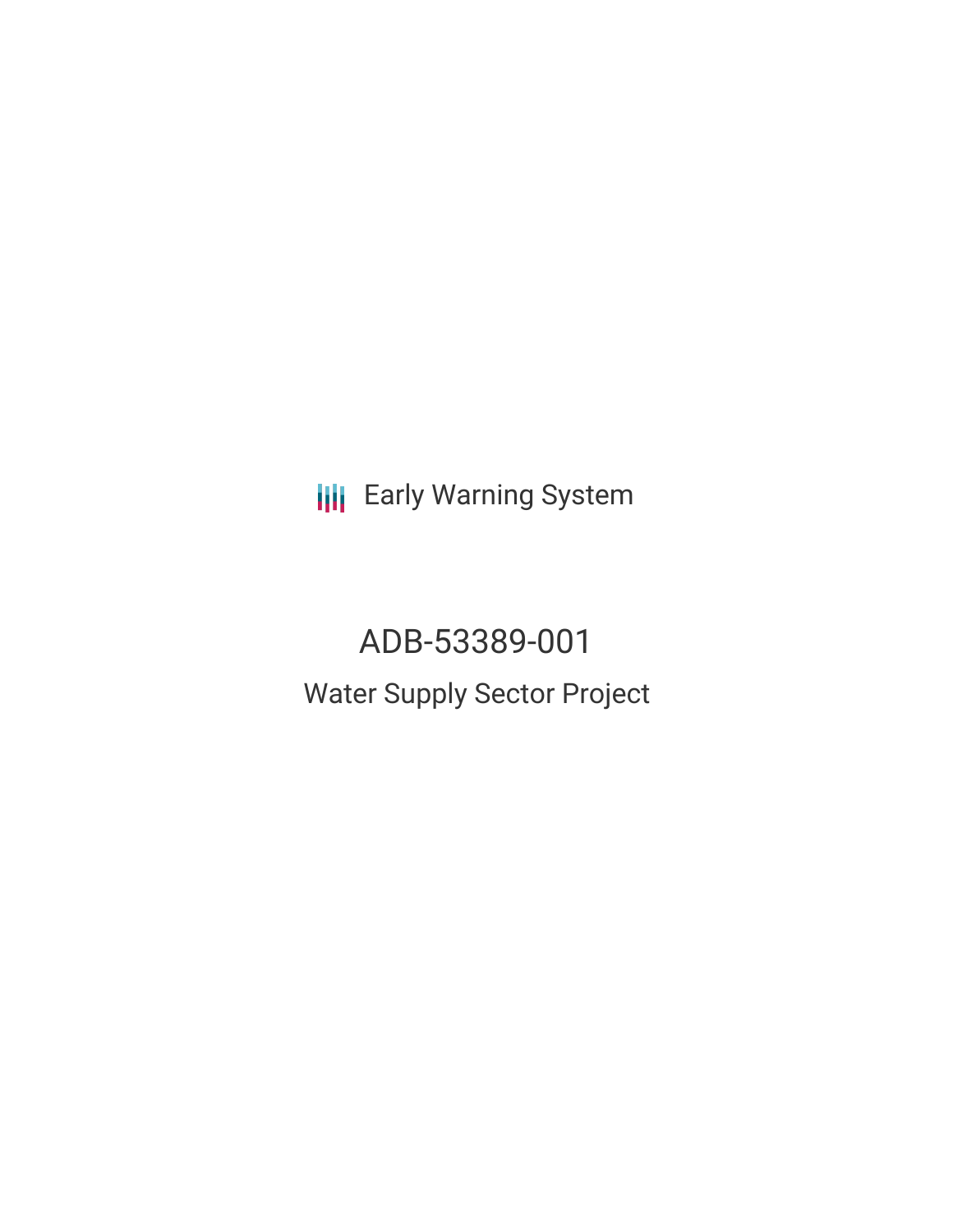Early Warning System

# ADB-53389-001

## Water Supply Sector Project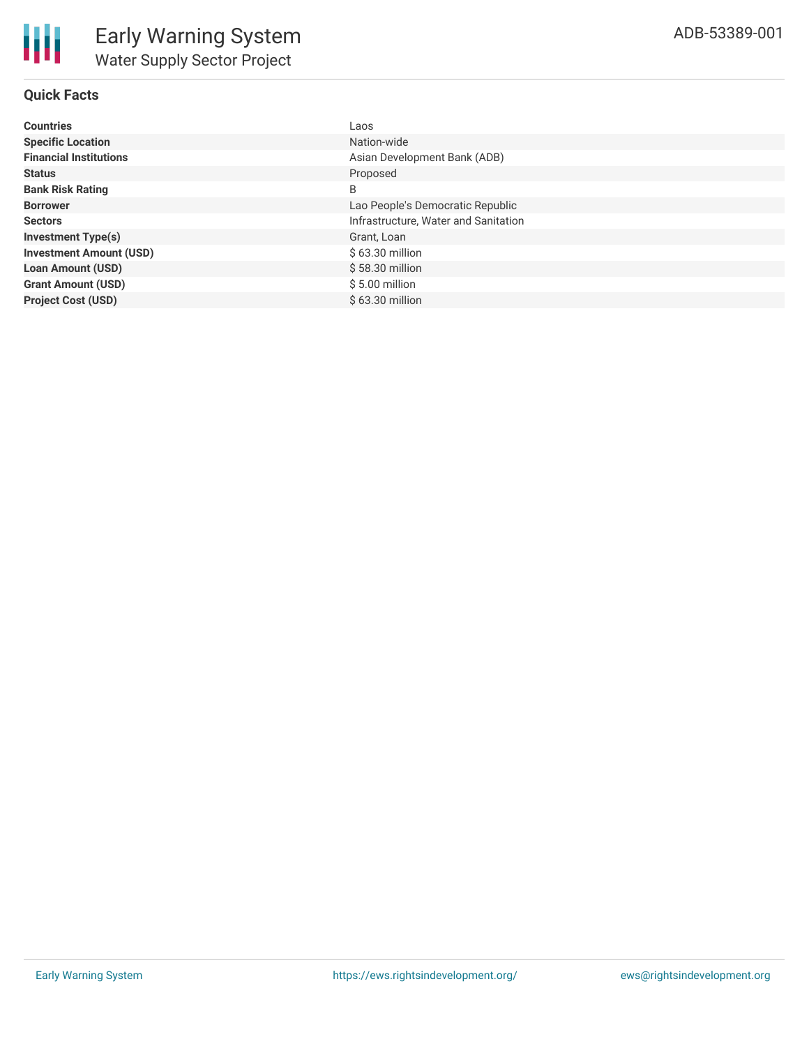# Early Warning System

## Water Supply Sector Project

ADB-53389-001

### Quick Facts

| | |
|---|---|
| **Countries** | Laos |
| **Specific Location** | Nation-wide |
| **Financial Institutions** | Asian Development Bank (ADB) |
| **Status** | Proposed |
| **Bank Risk Rating** | B |
| **Borrower** | Lao People's Democratic Republic |
| **Sectors** | Infrastructure, Water and Sanitation |
| **Investment Type(s)** | Grant, Loan |
| **Investment Amount (USD)** | $ 63.30 million |
| **Loan Amount (USD)** | $ 58.30 million |
| **Grant Amount (USD)** | $ 5.00 million |
| **Project Cost (USD)** | $ 63.30 million |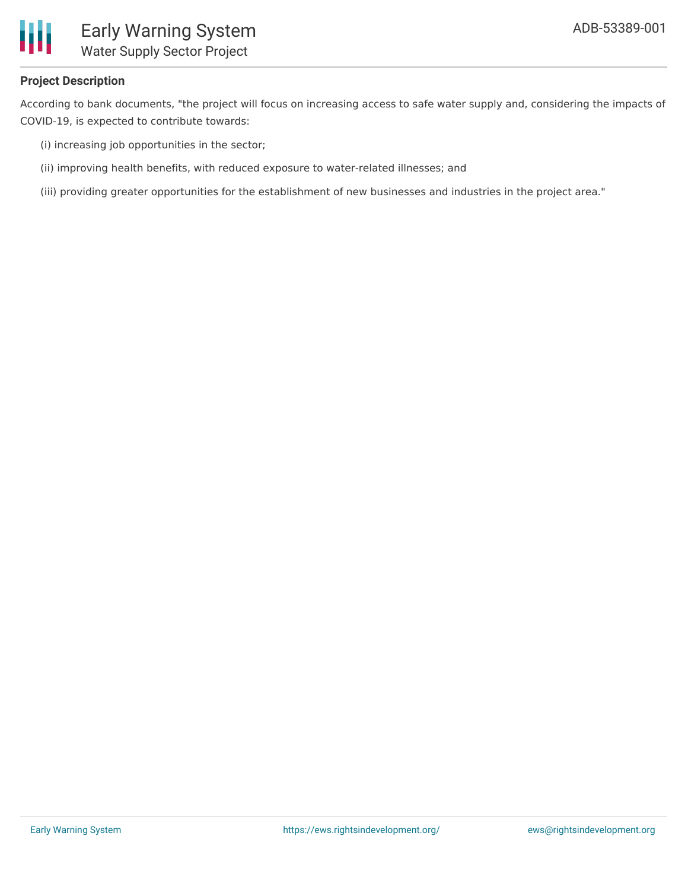## Project Description

According to bank documents, "the project will focus on increasing access to safe water supply and, considering the impacts of COVID-19, is expected to contribute towards:

(i) increasing job opportunities in the sector;

(ii) improving health benefits, with reduced exposure to water-related illnesses; and

(iii) providing greater opportunities for the establishment of new businesses and industries in the project area."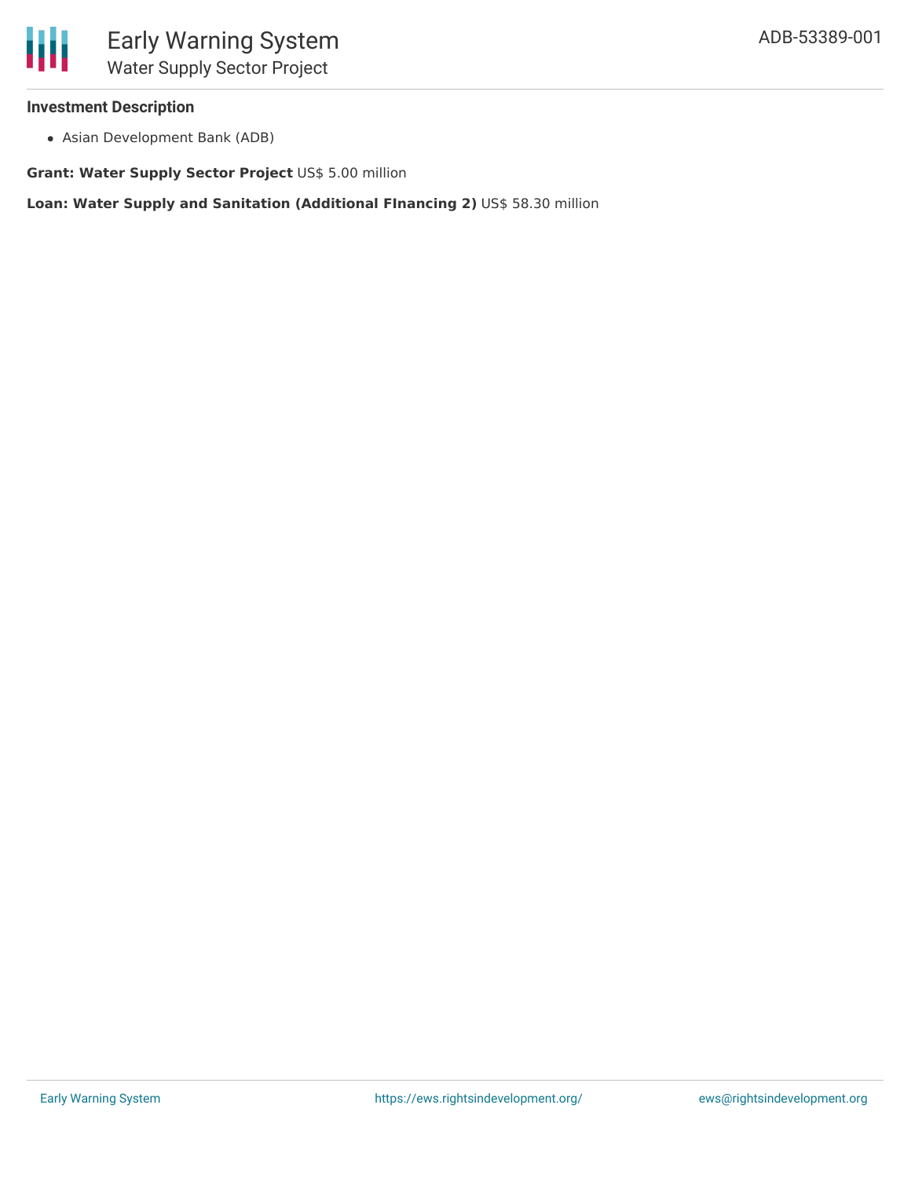**Investment Description**

- Asian Development Bank (ADB)

**Grant: Water Supply Sector Project** US$ 5.00 million

**Loan: Water Supply and Sanitation (Additional FInancing 2)** US$ 58.30 million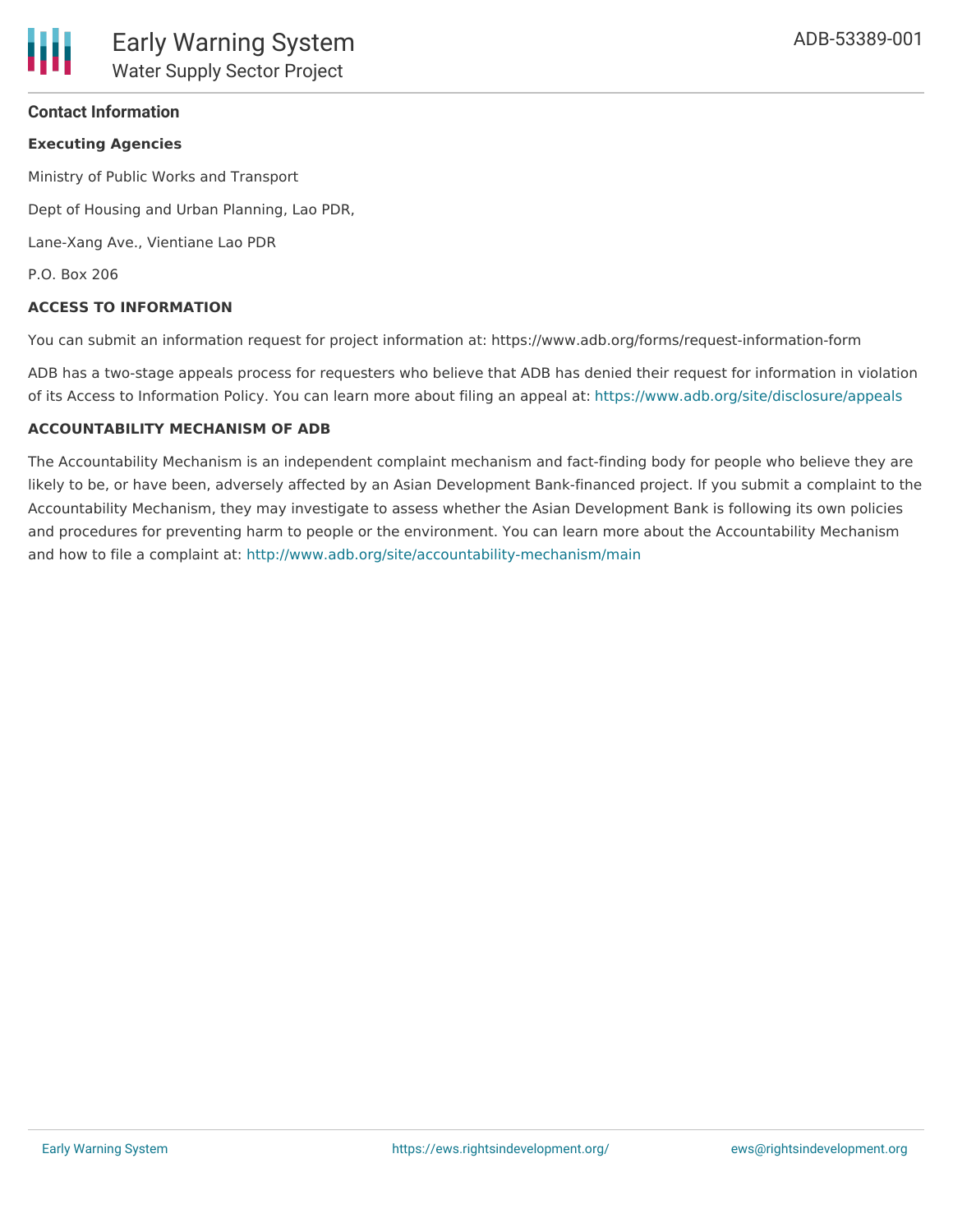## Contact Information

**Executing Agencies**

Ministry of Public Works and Transport

Dept of Housing and Urban Planning, Lao PDR,

Lane-Xang Ave., Vientiane Lao PDR

P.O. Box 206

**ACCESS TO INFORMATION**

You can submit an information request for project information at: https://www.adb.org/forms/request-information-form

ADB has a two-stage appeals process for requesters who believe that ADB has denied their request for information in violation of its Access to Information Policy. You can learn more about filing an appeal at: https://www.adb.org/site/disclosure/appeals

**ACCOUNTABILITY MECHANISM OF ADB**

The Accountability Mechanism is an independent complaint mechanism and fact-finding body for people who believe they are likely to be, or have been, adversely affected by an Asian Development Bank-financed project. If you submit a complaint to the Accountability Mechanism, they may investigate to assess whether the Asian Development Bank is following its own policies and procedures for preventing harm to people or the environment. You can learn more about the Accountability Mechanism and how to file a complaint at: http://www.adb.org/site/accountability-mechanism/main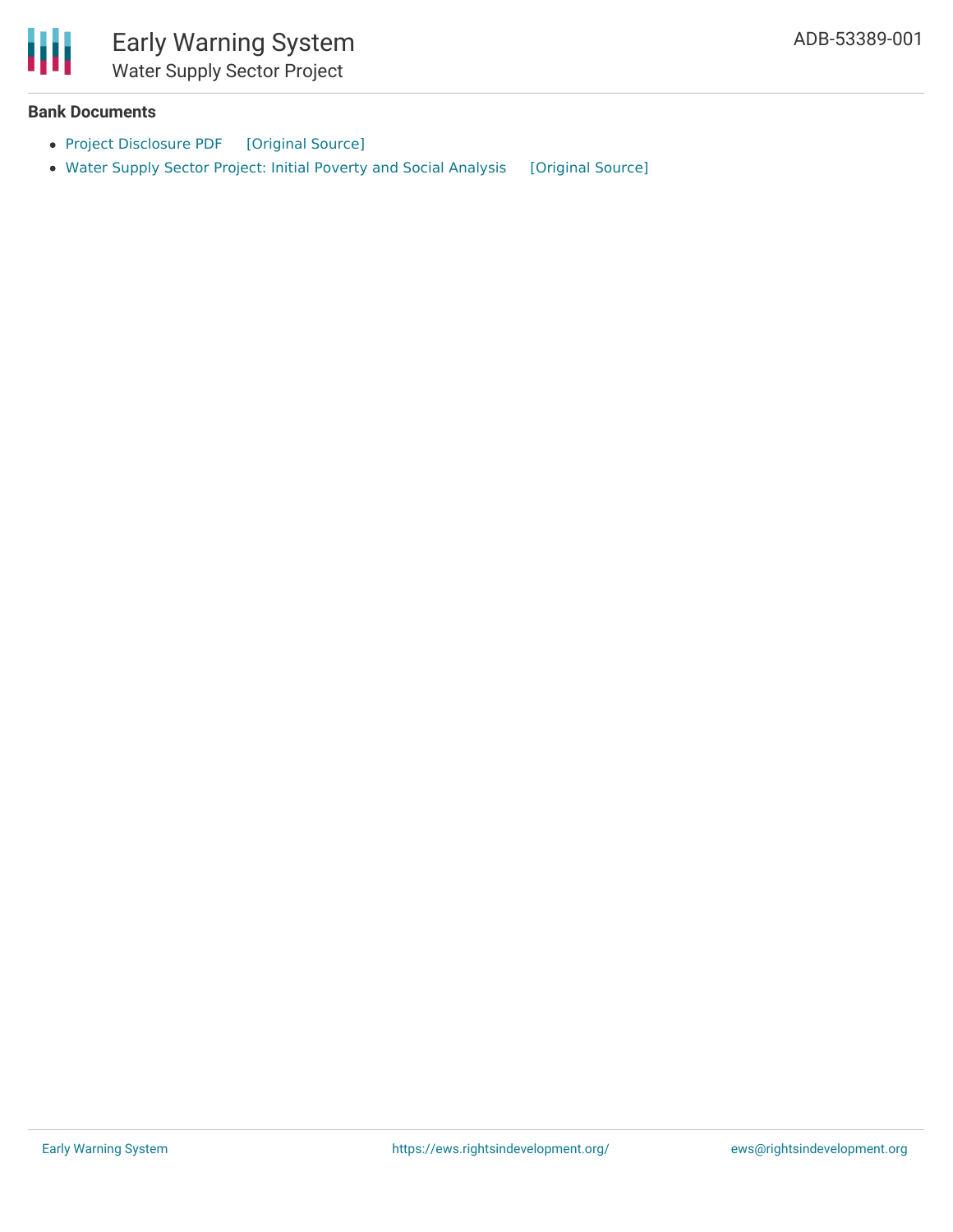**Bank Documents**

- Project Disclosure PDF [Original Source]
- Water Supply Sector Project: Initial Poverty and Social Analysis [Original Source]